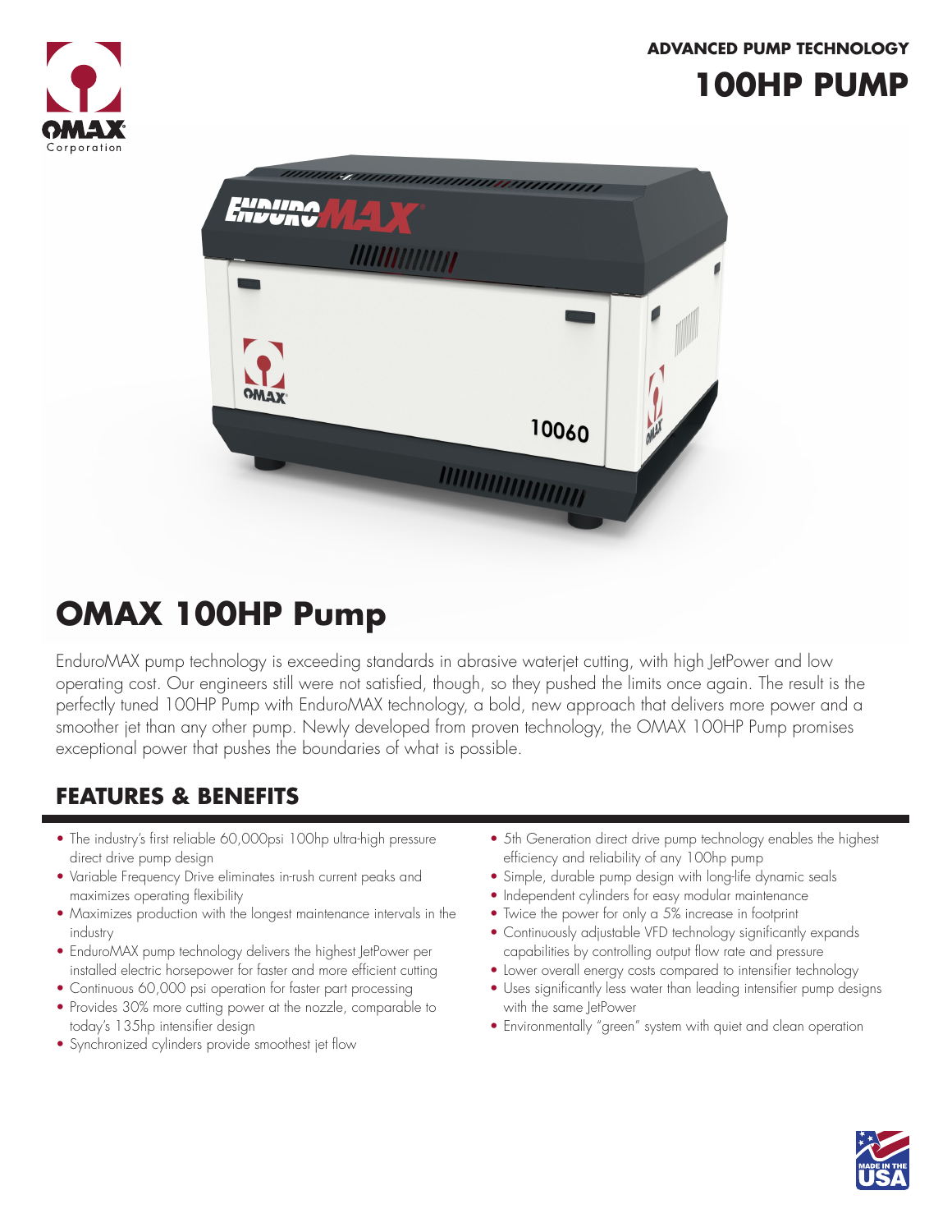ADVANCED PUMP TECHNOLOGY

# 100HP PUMP

## OMAX 100HP Pump

EnduroMAX pump technology is exceeding standards in abrasive waterjet cutting, with high JetPower and low operating cost. Our engineers still were not satisfied, though, so they pushed the limits once again. The result is the perfectly tuned 100HP Pump with EnduroMAX technology, a bold, new approach that delivers more power and a smoother jet than any other pump. Newly developed from proven technology, the OMAX 100HP Pump promises exceptional power that pushes the boundaries of what is possible.

## FEATURES & BENEFITS

- The industry's first reliable 60,000psi 100hp ultra-high pressure direct drive pump design
- Variable Frequency Drive eliminates in-rush current peaks and maximizes operating flexibility
- Maximizes production with the longest maintenance intervals in the industry
- EnduroMAX pump technology delivers the highest JetPower per installed electric horsepower for faster and more efficient cutting
- Continuous 60,000 psi operation for faster part processing
- Provides 30% more cutting power at the nozzle, comparable to today's 135hp intensifier design
- Synchronized cylinders provide smoothest jet flow
- 5th Generation direct drive pump technology enables the highest efficiency and reliability of any 100hp pump
- Simple, durable pump design with long-life dynamic seals
- Independent cylinders for easy modular maintenance
- Twice the power for only a 5% increase in footprint
- Continuously adjustable VFD technology significantly expands capabilities by controlling output flow rate and pressure
- Lower overall energy costs compared to intensifier technology
- Uses significantly less water than leading intensifier pump designs with the same JetPower
- Environmentally "green" system with quiet and clean operation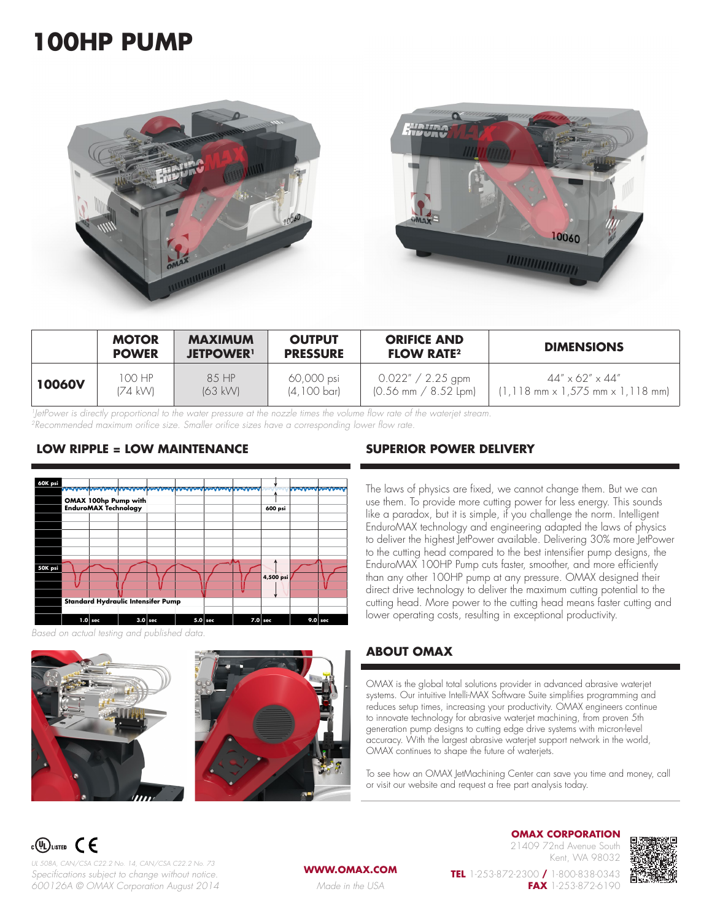# 100HP PUMP

| | MOTOR POWER | MAXIMUM JETPOWER[1] | OUTPUT PRESSURE | ORIFICE AND FLOW RATE[2] | DIMENSIONS |
|---|---|---|---|---|---|
| **10060V** | 100 HP (74 kW) | 85 HP (63 kW) | 60,000 psi (4,100 bar) | 0.022" / 2.25 gpm (0.56 mm / 8.52 Lpm) | 44" x 62" x 44" (1,118 mm x 1,575 mm x 1,118 mm) |

*[1]JetPower is directly proportional to the water pressure at the nozzle times the volume flow rate of the waterjet stream.*
*[2]Recommended maximum orifice size. Smaller orifice sizes have a corresponding lower flow rate.*

## LOW RIPPLE = LOW MAINTENANCE

60K psi
OMAX 100hp Pump with EnduroMAX Technology
600 psi
50K psi
4,500 psi
Standard Hydraulic Intensifier Pump
1.0 sec
3.0 sec
5.0 sec
7.0 sec
9.0 sec

*Based on actual testing and published data.*

## SUPERIOR POWER DELIVERY

The laws of physics are fixed, we cannot change them. But we can use them. To provide more cutting power for less energy. This sounds like a paradox, but it is simple, if you challenge the norm. Intelligent EnduroMAX technology and engineering adapted the laws of physics to deliver the highest JetPower available. Delivering 30% more JetPower to the cutting head compared to the best intensifier pump designs, the EnduroMAX 100HP Pump cuts faster, smoother, and more efficiently than any other 100HP pump at any pressure. OMAX designed their direct drive technology to deliver the maximum cutting potential to the cutting head. More power to the cutting head means faster cutting and lower operating costs, resulting in exceptional productivity.

## ABOUT OMAX

OMAX is the global total solutions provider in advanced abrasive waterjet systems. Our intuitive Intelli-MAX Software Suite simplifies programming and reduces setup times, increasing your productivity. OMAX engineers continue to innovate technology for abrasive waterjet machining, from proven 5th generation pump designs to cutting edge drive systems with micron-level accuracy. With the largest abrasive waterjet support network in the world, OMAX continues to shape the future of waterjets.

To see how an OMAX JetMachining Center can save you time and money, call or visit our website and request a free part analysis today.

*UL 508A, CAN/CSA C22.2 No. 14, CAN/CSA C22.2 No. 73*
*Specifications subject to change without notice.*
*600126A © OMAX Corporation August 2014*

**WWW.OMAX.COM**
*Made in the USA*

**OMAX CORPORATION**
21409 72nd Avenue South
Kent, WA 98032
**TEL** 1-253-872-2300 / 1-800-838-0343
**FAX** 1-253-872-6190